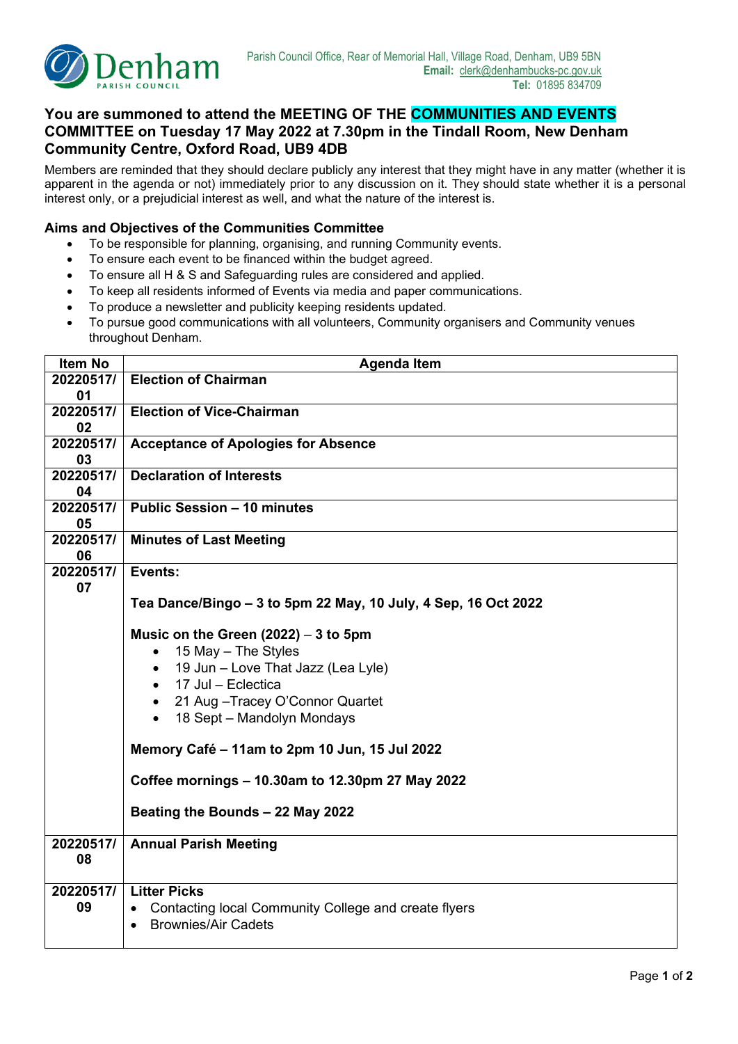Denham PARISH COUNCIL

Parish Council Office, Rear of Memorial Hall, Village Road, Denham, UB9 5BN
**Email:** clerk@denhambucks-pc.gov.uk
**Tel:** 01895 834709

## You are summoned to attend the MEETING OF THE COMMUNITIES AND EVENTS COMMITTEE on Tuesday 17 May 2022 at 7.30pm in the Tindall Room, New Denham Community Centre, Oxford Road, UB9 4DB

Members are reminded that they should declare publicly any interest that they might have in any matter (whether it is apparent in the agenda or not) immediately prior to any discussion on it. They should state whether it is a personal interest only, or a prejudicial interest as well, and what the nature of the interest is.

### Aims and Objectives of the Communities Committee

- To be responsible for planning, organising, and running Community events.
- To ensure each event to be financed within the budget agreed.
- To ensure all H & S and Safeguarding rules are considered and applied.
- To keep all residents informed of Events via media and paper communications.
- To produce a newsletter and publicity keeping residents updated.
- To pursue good communications with all volunteers, Community organisers and Community venues throughout Denham.

| Item No | Agenda Item |
|---|---|
| 20220517/01 | **Election of Chairman** |
| 20220517/02 | **Election of Vice-Chairman** |
| 20220517/03 | **Acceptance of Apologies for Absence** |
| 20220517/04 | **Declaration of Interests** |
| 20220517/05 | **Public Session – 10 minutes** |
| 20220517/06 | **Minutes of Last Meeting** |
| 20220517/07 | **Events:**<br><br>**Tea Dance/Bingo – 3 to 5pm 22 May, 10 July, 4 Sep, 16 Oct 2022**<br><br>**Music on the Green (2022)** – **3 to 5pm**<br>• 15 May – The Styles<br>• 19 Jun – Love That Jazz (Lea Lyle)<br>• 17 Jul – Eclectica<br>• 21 Aug –Tracey O'Connor Quartet<br>• 18 Sept – Mandolyn Mondays<br><br>**Memory Café – 11am to 2pm 10 Jun, 15 Jul 2022**<br><br>**Coffee mornings – 10.30am to 12.30pm 27 May 2022**<br><br>**Beating the Bounds – 22 May 2022** |
| 20220517/08 | **Annual Parish Meeting** |
| 20220517/09 | **Litter Picks**<br>• Contacting local Community College and create flyers<br>• Brownies/Air Cadets |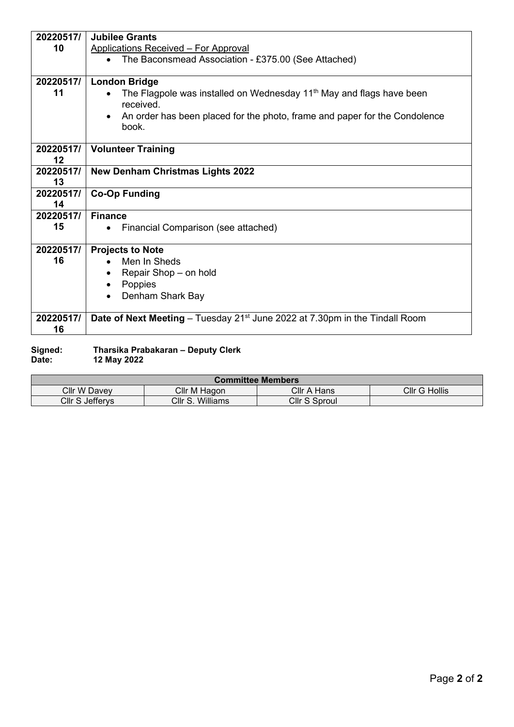| | |
|---|---|
| 20220517/10 | **Jubilee Grants**<br>Applications Received – For Approval<br>• The Baconsmead Association - £375.00 (See Attached) |
| 20220517/11 | **London Bridge**<br>• The Flagpole was installed on Wednesday 11th May and flags have been received.<br>• An order has been placed for the photo, frame and paper for the Condolence book. |
| 20220517/12 | **Volunteer Training** |
| 20220517/13 | **New Denham Christmas Lights 2022** |
| 20220517/14 | **Co-Op Funding** |
| 20220517/15 | **Finance**<br>• Financial Comparison (see attached) |
| 20220517/16 | **Projects to Note**<br>• Men In Sheds<br>• Repair Shop – on hold<br>• Poppies<br>• Denham Shark Bay |
| 20220517/16 | **Date of Next Meeting** – Tuesday 21st June 2022 at 7.30pm in the Tindall Room |

**Signed:** **Tharsika Prabakaran – Deputy Clerk**
**Date:** **12 May 2022**

| Committee Members | | | |
|---|---|---|---|
| Cllr W Davey | Cllr M Hagon | Cllr A Hans | Cllr G Hollis |
| Cllr S Jefferys | Cllr S. Williams | Cllr S Sproul | |